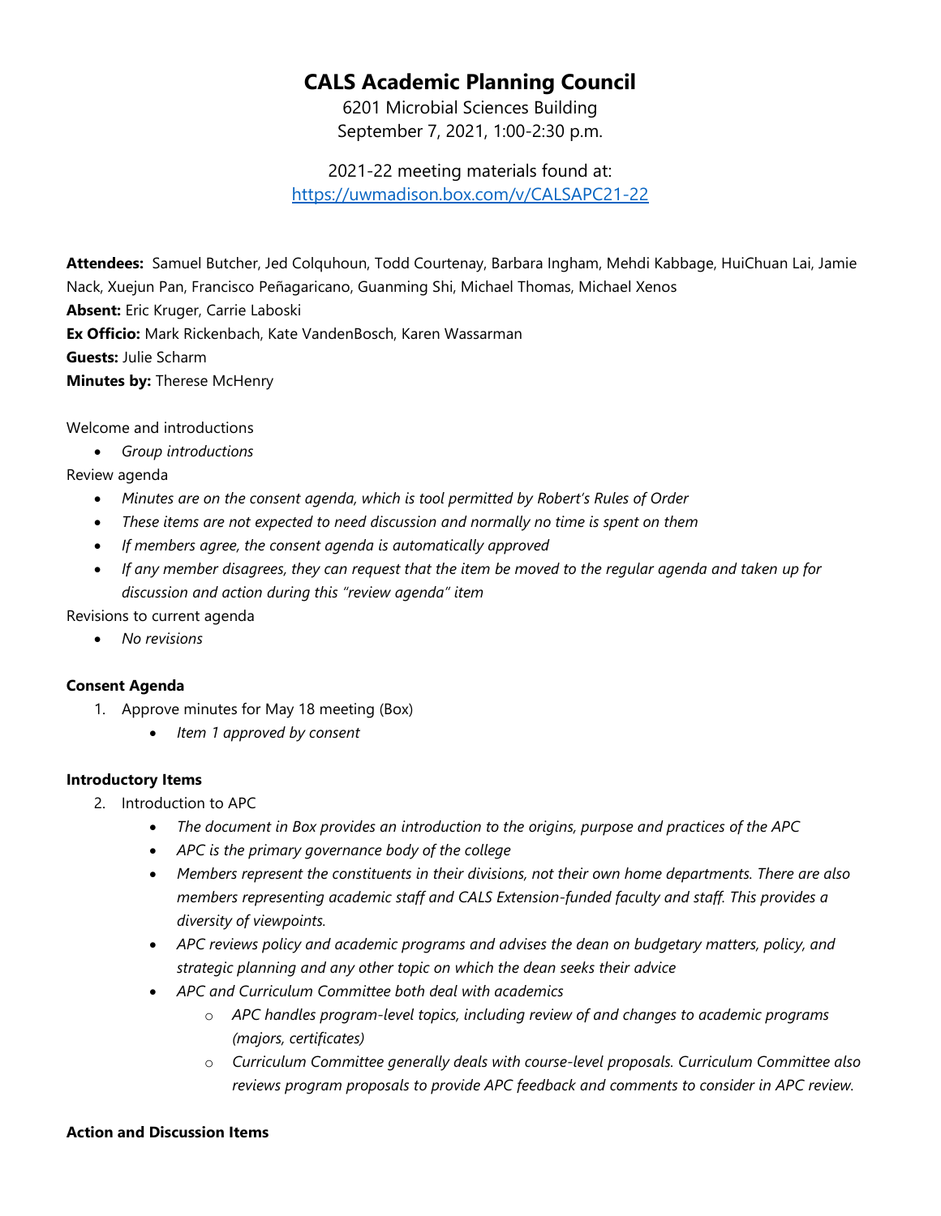# CALS Academic Planning Council

6201 Microbial Sciences Building
September 7, 2021, 1:00-2:30 p.m.

2021-22 meeting materials found at:
https://uwmadison.box.com/v/CALSAPC21-22

**Attendees:** Samuel Butcher, Jed Colquhoun, Todd Courtenay, Barbara Ingham, Mehdi Kabbage, HuiChuan Lai, Jamie Nack, Xuejun Pan, Francisco Peñagaricano, Guanming Shi, Michael Thomas, Michael Xenos
**Absent:** Eric Kruger, Carrie Laboski
**Ex Officio:** Mark Rickenbach, Kate VandenBosch, Karen Wassarman
**Guests:** Julie Scharm
**Minutes by:** Therese McHenry

Welcome and introductions

- *Group introductions*

Review agenda

- *Minutes are on the consent agenda, which is tool permitted by Robert's Rules of Order*
- *These items are not expected to need discussion and normally no time is spent on them*
- *If members agree, the consent agenda is automatically approved*
- *If any member disagrees, they can request that the item be moved to the regular agenda and taken up for discussion and action during this "review agenda" item*

Revisions to current agenda

- *No revisions*

**Consent Agenda**

1. Approve minutes for May 18 meeting (Box)
   - *Item 1 approved by consent*

**Introductory Items**

2. Introduction to APC
   - *The document in Box provides an introduction to the origins, purpose and practices of the APC*
   - *APC is the primary governance body of the college*
   - *Members represent the constituents in their divisions, not their own home departments. There are also members representing academic staff and CALS Extension-funded faculty and staff. This provides a diversity of viewpoints.*
   - *APC reviews policy and academic programs and advises the dean on budgetary matters, policy, and strategic planning and any other topic on which the dean seeks their advice*
   - *APC and Curriculum Committee both deal with academics*
     - *APC handles program-level topics, including review of and changes to academic programs (majors, certificates)*
     - *Curriculum Committee generally deals with course-level proposals. Curriculum Committee also reviews program proposals to provide APC feedback and comments to consider in APC review.*

**Action and Discussion Items**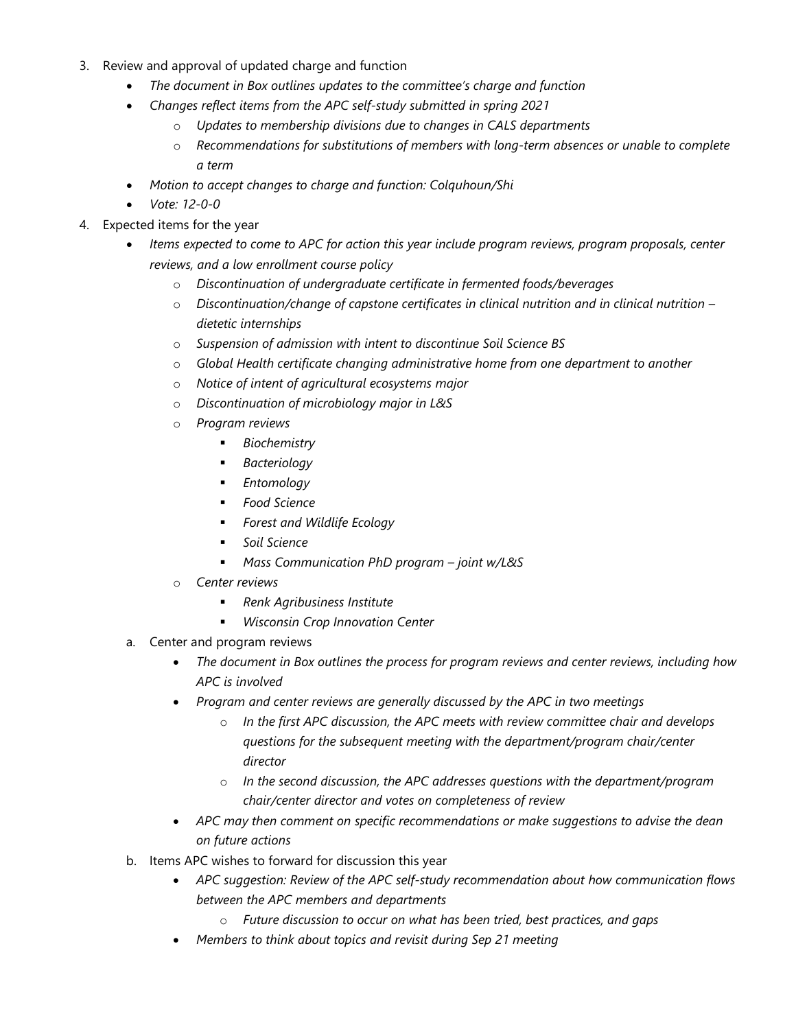3. Review and approval of updated charge and function
    - *The document in Box outlines updates to the committee's charge and function*
    - *Changes reflect items from the APC self-study submitted in spring 2021*
        - *Updates to membership divisions due to changes in CALS departments*
        - *Recommendations for substitutions of members with long-term absences or unable to complete a term*
    - *Motion to accept changes to charge and function: Colquhoun/Shi*
    - *Vote: 12-0-0*
4. Expected items for the year
    - *Items expected to come to APC for action this year include program reviews, program proposals, center reviews, and a low enrollment course policy*
        - *Discontinuation of undergraduate certificate in fermented foods/beverages*
        - *Discontinuation/change of capstone certificates in clinical nutrition and in clinical nutrition – dietetic internships*
        - *Suspension of admission with intent to discontinue Soil Science BS*
        - *Global Health certificate changing administrative home from one department to another*
        - *Notice of intent of agricultural ecosystems major*
        - *Discontinuation of microbiology major in L&S*
        - *Program reviews*
            - *Biochemistry*
            - *Bacteriology*
            - *Entomology*
            - *Food Science*
            - *Forest and Wildlife Ecology*
            - *Soil Science*
            - *Mass Communication PhD program – joint w/L&S*
        - *Center reviews*
            - *Renk Agribusiness Institute*
            - *Wisconsin Crop Innovation Center*

    a. Center and program reviews
        - *The document in Box outlines the process for program reviews and center reviews, including how APC is involved*
        - *Program and center reviews are generally discussed by the APC in two meetings*
            - *In the first APC discussion, the APC meets with review committee chair and develops questions for the subsequent meeting with the department/program chair/center director*
            - *In the second discussion, the APC addresses questions with the department/program chair/center director and votes on completeness of review*
        - *APC may then comment on specific recommendations or make suggestions to advise the dean on future actions*

    b. Items APC wishes to forward for discussion this year
        - *APC suggestion: Review of the APC self-study recommendation about how communication flows between the APC members and departments*
            - *Future discussion to occur on what has been tried, best practices, and gaps*
        - *Members to think about topics and revisit during Sep 21 meeting*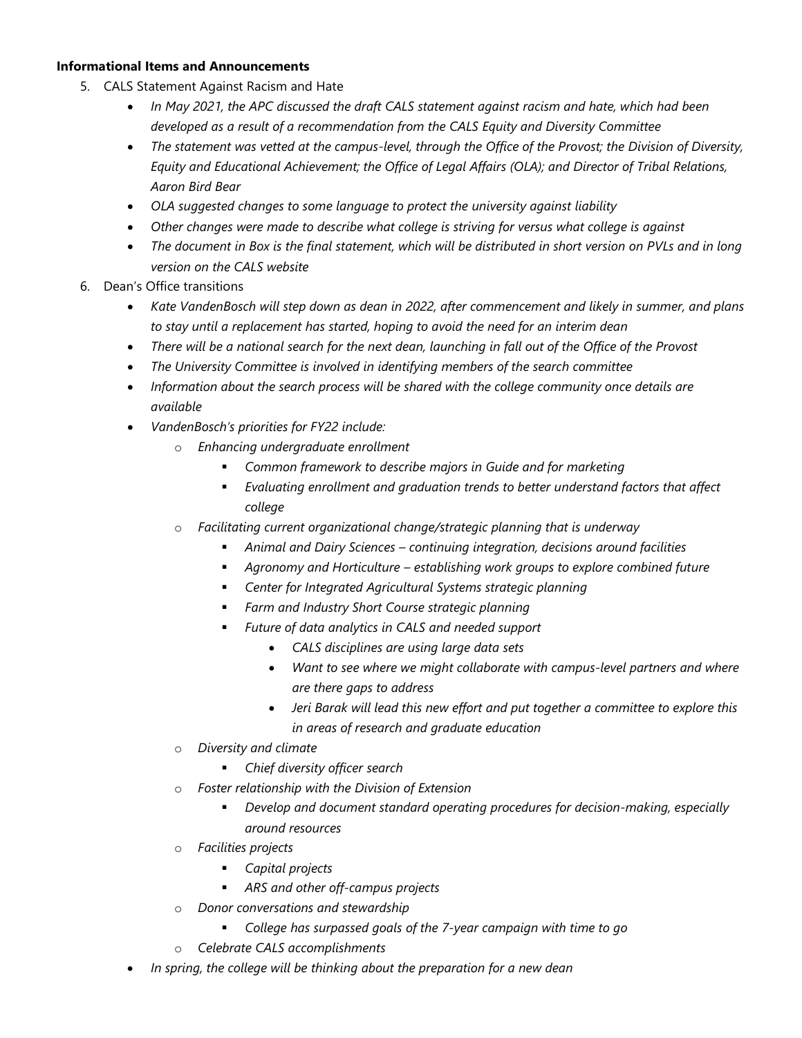**Informational Items and Announcements**

5. CALS Statement Against Racism and Hate
    - *In May 2021, the APC discussed the draft CALS statement against racism and hate, which had been developed as a result of a recommendation from the CALS Equity and Diversity Committee*
    - *The statement was vetted at the campus-level, through the Office of the Provost; the Division of Diversity, Equity and Educational Achievement; the Office of Legal Affairs (OLA); and Director of Tribal Relations, Aaron Bird Bear*
    - *OLA suggested changes to some language to protect the university against liability*
    - *Other changes were made to describe what college is striving for versus what college is against*
    - *The document in Box is the final statement, which will be distributed in short version on PVLs and in long version on the CALS website*
6. Dean's Office transitions
    - *Kate VandenBosch will step down as dean in 2022, after commencement and likely in summer, and plans to stay until a replacement has started, hoping to avoid the need for an interim dean*
    - *There will be a national search for the next dean, launching in fall out of the Office of the Provost*
    - *The University Committee is involved in identifying members of the search committee*
    - *Information about the search process will be shared with the college community once details are available*
    - *VandenBosch's priorities for FY22 include:*
        - *Enhancing undergraduate enrollment*
            - *Common framework to describe majors in Guide and for marketing*
            - *Evaluating enrollment and graduation trends to better understand factors that affect college*
        - *Facilitating current organizational change/strategic planning that is underway*
            - *Animal and Dairy Sciences – continuing integration, decisions around facilities*
            - *Agronomy and Horticulture – establishing work groups to explore combined future*
            - *Center for Integrated Agricultural Systems strategic planning*
            - *Farm and Industry Short Course strategic planning*
            - *Future of data analytics in CALS and needed support*
                - *CALS disciplines are using large data sets*
                - *Want to see where we might collaborate with campus-level partners and where are there gaps to address*
                - *Jeri Barak will lead this new effort and put together a committee to explore this in areas of research and graduate education*
        - *Diversity and climate*
            - *Chief diversity officer search*
        - *Foster relationship with the Division of Extension*
            - *Develop and document standard operating procedures for decision-making, especially around resources*
        - *Facilities projects*
            - *Capital projects*
            - *ARS and other off-campus projects*
        - *Donor conversations and stewardship*
            - *College has surpassed goals of the 7-year campaign with time to go*
        - *Celebrate CALS accomplishments*
    - *In spring, the college will be thinking about the preparation for a new dean*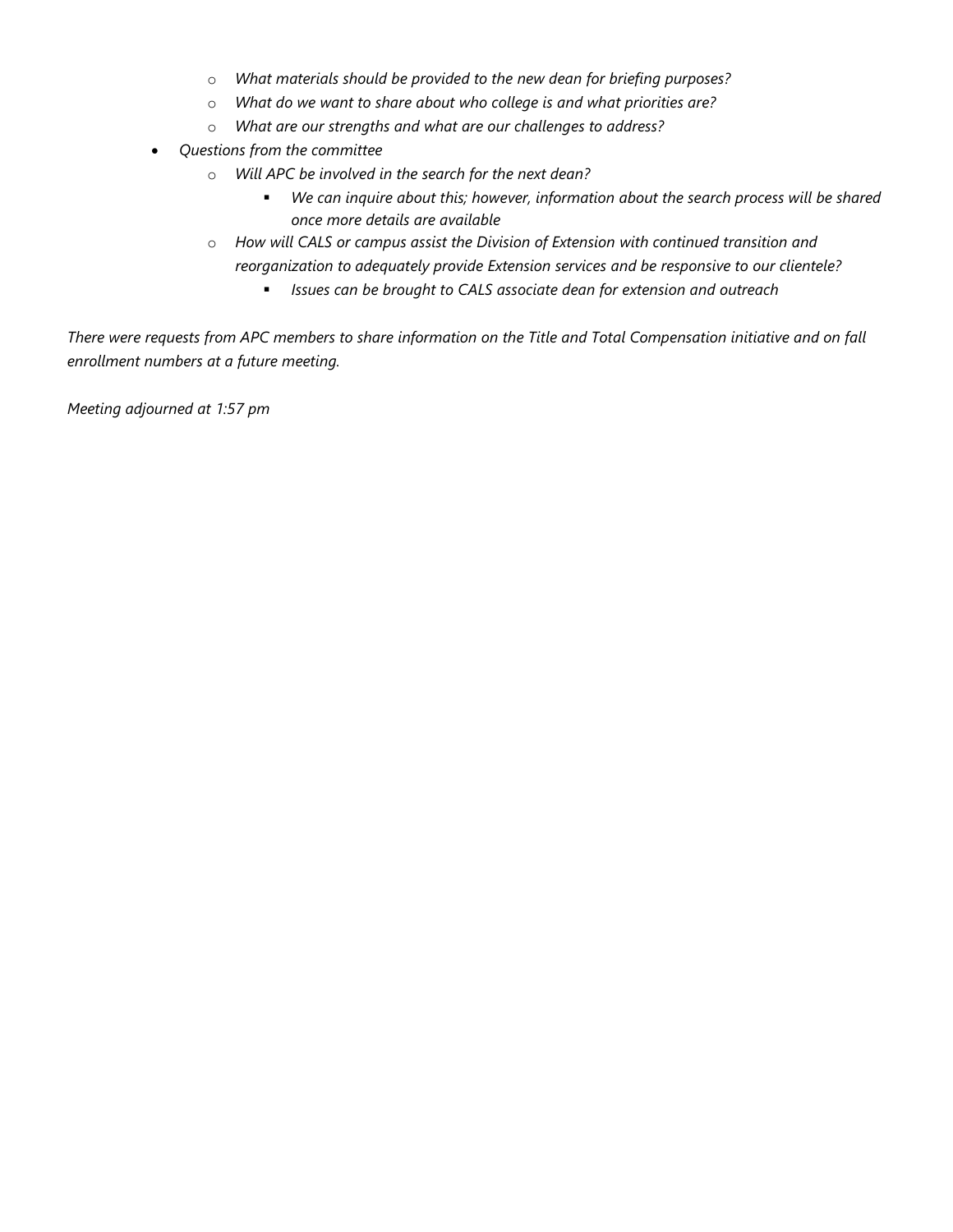- *What materials should be provided to the new dean for briefing purposes?*
    - *What do we want to share about who college is and what priorities are?*
    - *What are our strengths and what are our challenges to address?*
- *Questions from the committee*
    - *Will APC be involved in the search for the next dean?*
        - *We can inquire about this; however, information about the search process will be shared once more details are available*
    - *How will CALS or campus assist the Division of Extension with continued transition and reorganization to adequately provide Extension services and be responsive to our clientele?*
        - *Issues can be brought to CALS associate dean for extension and outreach*

*There were requests from APC members to share information on the Title and Total Compensation initiative and on fall enrollment numbers at a future meeting.*

*Meeting adjourned at 1:57 pm*